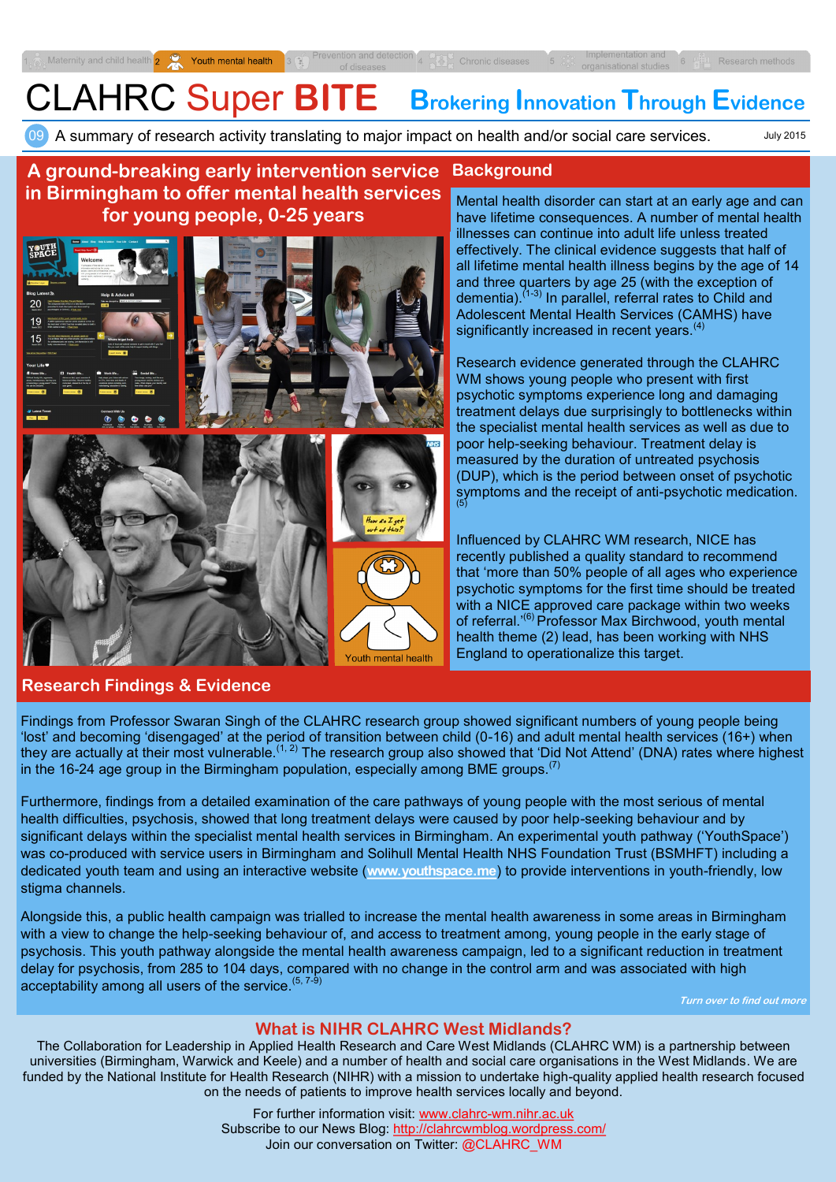1 Maternity and child health | 2 Youth mental health | 3 Prevention and detection of diseases | 4 Chronic diseases | 5 Implementation and organisational studies | 6 Research methods

# CLAHRC Super BITE

**Brokering Innovation Through Evidence**

09 A summary of research activity translating to major impact on health and/or social care services.

July 2015

## A ground-breaking early intervention service in Birmingham to offer mental health services for young people, 0-25 years

## Background

Mental health disorder can start at an early age and can have lifetime consequences. A number of mental health illnesses can continue into adult life unless treated effectively. The clinical evidence suggests that half of all lifetime mental health illness begins by the age of 14 and three quarters by age 25 (with the exception of dementia).[1-3] In parallel, referral rates to Child and Adolescent Mental Health Services (CAMHS) have significantly increased in recent years.[4]

Research evidence generated through the CLAHRC WM shows young people who present with first psychotic symptoms experience long and damaging treatment delays due surprisingly to bottlenecks within the specialist mental health services as well as due to poor help-seeking behaviour. Treatment delay is measured by the duration of untreated psychosis (DUP), which is the period between onset of psychotic symptoms and the receipt of anti-psychotic medication.[5]

Influenced by CLAHRC WM research, NICE has recently published a quality standard to recommend that 'more than 50% people of all ages who experience psychotic symptoms for the first time should be treated with a NICE approved care package within two weeks of referral.'[6] Professor Max Birchwood, youth mental health theme (2) lead, has been working with NHS England to operationalize this target.

## Research Findings & Evidence

Findings from Professor Swaran Singh of the CLAHRC research group showed significant numbers of young people being 'lost' and becoming 'disengaged' at the period of transition between child (0-16) and adult mental health services (16+) when they are actually at their most vulnerable.[1, 2] The research group also showed that 'Did Not Attend' (DNA) rates where highest in the 16-24 age group in the Birmingham population, especially among BME groups.[7]

Furthermore, findings from a detailed examination of the care pathways of young people with the most serious of mental health difficulties, psychosis, showed that long treatment delays were caused by poor help-seeking behaviour and by significant delays within the specialist mental health services in Birmingham. An experimental youth pathway ('YouthSpace') was co-produced with service users in Birmingham and Solihull Mental Health NHS Foundation Trust (BSMHFT) including a dedicated youth team and using an interactive website (**www.youthspace.me**) to provide interventions in youth-friendly, low stigma channels.

Alongside this, a public health campaign was trialled to increase the mental health awareness in some areas in Birmingham with a view to change the help-seeking behaviour of, and access to treatment among, young people in the early stage of psychosis. This youth pathway alongside the mental health awareness campaign, led to a significant reduction in treatment delay for psychosis, from 285 to 104 days, compared with no change in the control arm and was associated with high acceptability among all users of the service.[5, 7-9]

*Turn over to find out more*

## What is NIHR CLAHRC West Midlands?

The Collaboration for Leadership in Applied Health Research and Care West Midlands (CLAHRC WM) is a partnership between universities (Birmingham, Warwick and Keele) and a number of health and social care organisations in the West Midlands. We are funded by the National Institute for Health Research (NIHR) with a mission to undertake high-quality applied health research focused on the needs of patients to improve health services locally and beyond.

For further information visit: www.clahrc-wm.nihr.ac.uk
Subscribe to our News Blog: http://clahrcwmblog.wordpress.com/
Join our conversation on Twitter: @CLAHRC_WM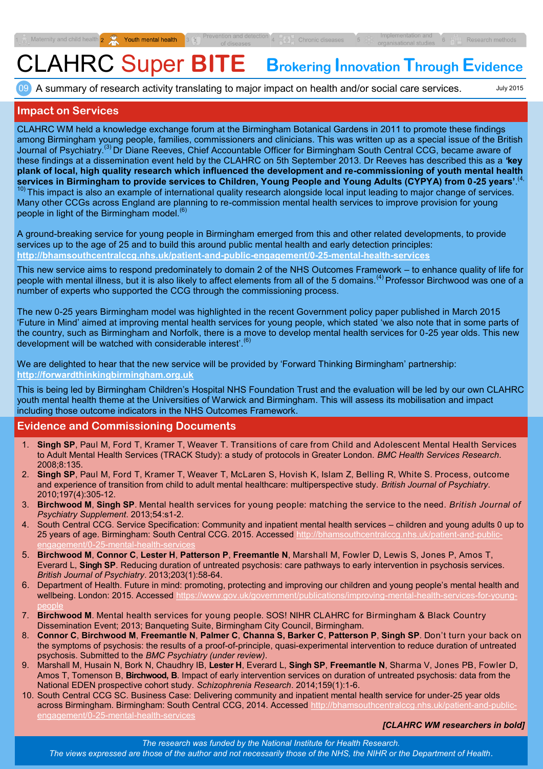1. Maternity and child health | 2. Youth mental health | 3. Prevention and detection of diseases | 4. Chronic diseases | 5. Implementation and organisational studies | 6. Research methods

# CLAHRC Super BITE **Brokering Innovation Through Evidence**

09 A summary of research activity translating to major impact on health and/or social care services. July 2015

## Impact on Services

CLAHRC WM held a knowledge exchange forum at the Birmingham Botanical Gardens in 2011 to promote these findings among Birmingham young people, families, commissioners and clinicians. This was written up as a special issue of the British Journal of Psychiatry.[3] Dr Diane Reeves, Chief Accountable Officer for Birmingham South Central CCG, became aware of these findings at a dissemination event held by the CLAHRC on 5th September 2013. Dr Reeves has described this as a **'key plank of local, high quality research which influenced the development and re-commissioning of youth mental health services in Birmingham to provide services to Children, Young People and Young Adults (CYPYA) from 0-25 years'**.[4, 10] This impact is also an example of international quality research alongside local input leading to major change of services. Many other CCGs across England are planning to re-commission mental health services to improve provision for young people in light of the Birmingham model.[6]

A ground-breaking service for young people in Birmingham emerged from this and other related developments, to provide services up to the age of 25 and to build this around public mental health and early detection principles: **http://bhamsouthcentralccg.nhs.uk/patient-and-public-engagement/0-25-mental-health-services**

This new service aims to respond predominately to domain 2 of the NHS Outcomes Framework – to enhance quality of life for people with mental illness, but it is also likely to affect elements from all of the 5 domains.[4] Professor Birchwood was one of a number of experts who supported the CCG through the commissioning process.

The new 0-25 years Birmingham model was highlighted in the recent Government policy paper published in March 2015 'Future in Mind' aimed at improving mental health services for young people, which stated 'we also note that in some parts of the country, such as Birmingham and Norfolk, there is a move to develop mental health services for 0-25 year olds. This new development will be watched with considerable interest'.[6]

We are delighted to hear that the new service will be provided by 'Forward Thinking Birmingham' partnership: **http://forwardthinkingbirmingham.org.uk**

This is being led by Birmingham Children's Hospital NHS Foundation Trust and the evaluation will be led by our own CLAHRC youth mental health theme at the Universities of Warwick and Birmingham. This will assess its mobilisation and impact including those outcome indicators in the NHS Outcomes Framework.

## Evidence and Commissioning Documents

1. **Singh SP**, Paul M, Ford T, Kramer T, Weaver T. Transitions of care from Child and Adolescent Mental Health Services to Adult Mental Health Services (TRACK Study): a study of protocols in Greater London. *BMC Health Services Research*. 2008;8:135.
2. **Singh SP**, Paul M, Ford T, Kramer T, Weaver T, McLaren S, Hovish K, Islam Z, Belling R, White S. Process, outcome and experience of transition from child to adult mental healthcare: multiperspective study. *British Journal of Psychiatry*. 2010;197(4):305-12.
3. **Birchwood M**, **Singh SP**. Mental health services for young people: matching the service to the need. *British Journal of Psychiatry Supplement*. 2013;54:s1-2.
4. South Central CCG. Service Specification: Community and inpatient mental health services – children and young adults 0 up to 25 years of age. Birmingham: South Central CCG. 2015. Accessed http://bhamsouthcentralccg.nhs.uk/patient-and-public-engagement/0-25-mental-health-services
5. **Birchwood M**, **Connor C**, **Lester H**, **Patterson P**, **Freemantle N**, Marshall M, Fowler D, Lewis S, Jones P, Amos T, Everard L, **Singh SP**. Reducing duration of untreated psychosis: care pathways to early intervention in psychosis services. *British Journal of Psychiatry*. 2013;203(1):58-64.
6. Department of Health. Future in mind: promoting, protecting and improving our children and young people's mental health and wellbeing. London: 2015. Accessed https://www.gov.uk/government/publications/improving-mental-health-services-for-young-people
7. **Birchwood M**. Mental health services for young people. SOS! NIHR CLAHRC for Birmingham & Black Country Dissemination Event; 2013; Banqueting Suite, Birmingham City Council, Birmingham.
8. **Connor C**, **Birchwood M**, **Freemantle N**, **Palmer C**, **Channa S**, **Barker C**, **Patterson P**, **Singh SP**. Don't turn your back on the symptoms of psychosis: the results of a proof-of-principle, quasi-experimental intervention to reduce duration of untreated psychosis. Submitted to the *BMC Psychiatry (under review)*.
9. Marshall M, Husain N, Bork N, Chaudhry IB, **Lester H**, Everard L, **Singh SP**, **Freemantle N**, Sharma V, Jones PB, Fowler D, Amos T, Tomenson B, **Birchwood, B**. Impact of early intervention services on duration of untreated psychosis: data from the National EDEN prospective cohort study. *Schizophrenia Research*. 2014;159(1):1-6.
10. South Central CCG SC. Business Case: Delivering community and inpatient mental health service for under-25 year olds across Birmingham. Birmingham: South Central CCG, 2014. Accessed http://bhamsouthcentralccg.nhs.uk/patient-and-public-engagement/0-25-mental-health-services

***[CLAHRC WM researchers in bold]***

*The research was funded by the National Institute for Health Research.*
*The views expressed are those of the author and not necessarily those of the NHS, the NIHR or the Department of Health.*